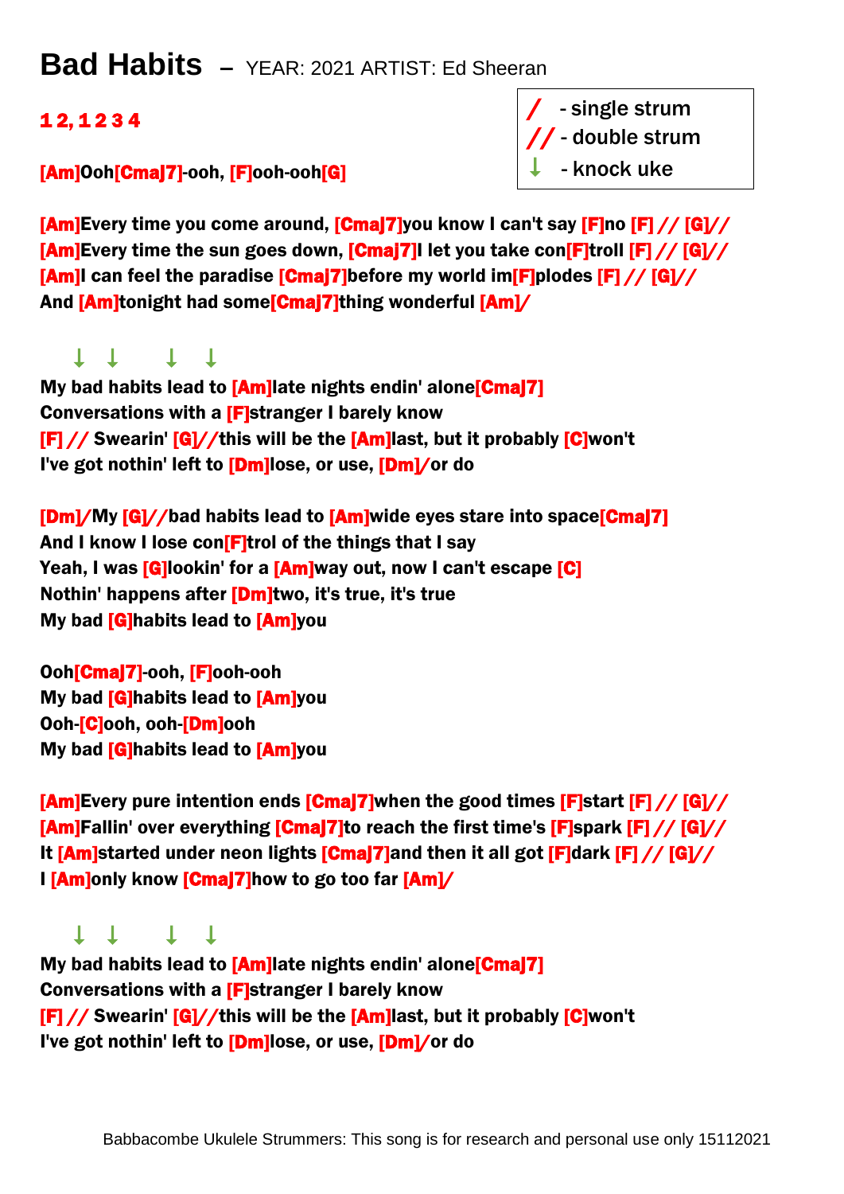# Bad Habits – YEAR: 2021 ARTIST: Ed Sheeran

**1 2, 1 2 3 4**

| | |
|---|---|
| / | - single strum |
| // | - double strum |
| ↓ | - knock uke |

**[Am]Ooh[Cmaj7]-ooh, [F]ooh-ooh[G]**

**[Am]Every time you come around, [Cmaj7]you know I can't say [F]no [F] // [G]//**
**[Am]Every time the sun goes down, [Cmaj7]I let you take con[F]troll [F] // [G]//**
**[Am]I can feel the paradise [Cmaj7]before my world im[F]plodes [F] // [G]//**
**And [Am]tonight had some[Cmaj7]thing wonderful [Am]/**

↓ ↓ ↓ ↓
**My bad habits lead to [Am]late nights endin' alone[Cmaj7]**
**Conversations with a [F]stranger I barely know**
**[F] // Swearin' [G]//this will be the [Am]last, but it probably [C]won't**
**I've got nothin' left to [Dm]lose, or use, [Dm]/or do**

**[Dm]/My [G]//bad habits lead to [Am]wide eyes stare into space[Cmaj7]**
**And I know I lose con[F]trol of the things that I say**
**Yeah, I was [G]lookin' for a [Am]way out, now I can't escape [C]**
**Nothin' happens after [Dm]two, it's true, it's true**
**My bad [G]habits lead to [Am]you**

**Ooh[Cmaj7]-ooh, [F]ooh-ooh**
**My bad [G]habits lead to [Am]you**
**Ooh-[C]ooh, ooh-[Dm]ooh**
**My bad [G]habits lead to [Am]you**

**[Am]Every pure intention ends [Cmaj7]when the good times [F]start [F] // [G]//**
**[Am]Fallin' over everything [Cmaj7]to reach the first time's [F]spark [F] // [G]//**
**It [Am]started under neon lights [Cmaj7]and then it all got [F]dark [F] // [G]//**
**I [Am]only know [Cmaj7]how to go too far [Am]/**

↓ ↓ ↓ ↓
**My bad habits lead to [Am]late nights endin' alone[Cmaj7]**
**Conversations with a [F]stranger I barely know**
**[F] // Swearin' [G]//this will be the [Am]last, but it probably [C]won't**
**I've got nothin' left to [Dm]lose, or use, [Dm]/or do**

Babbacombe Ukulele Strummers: This song is for research and personal use only 15112021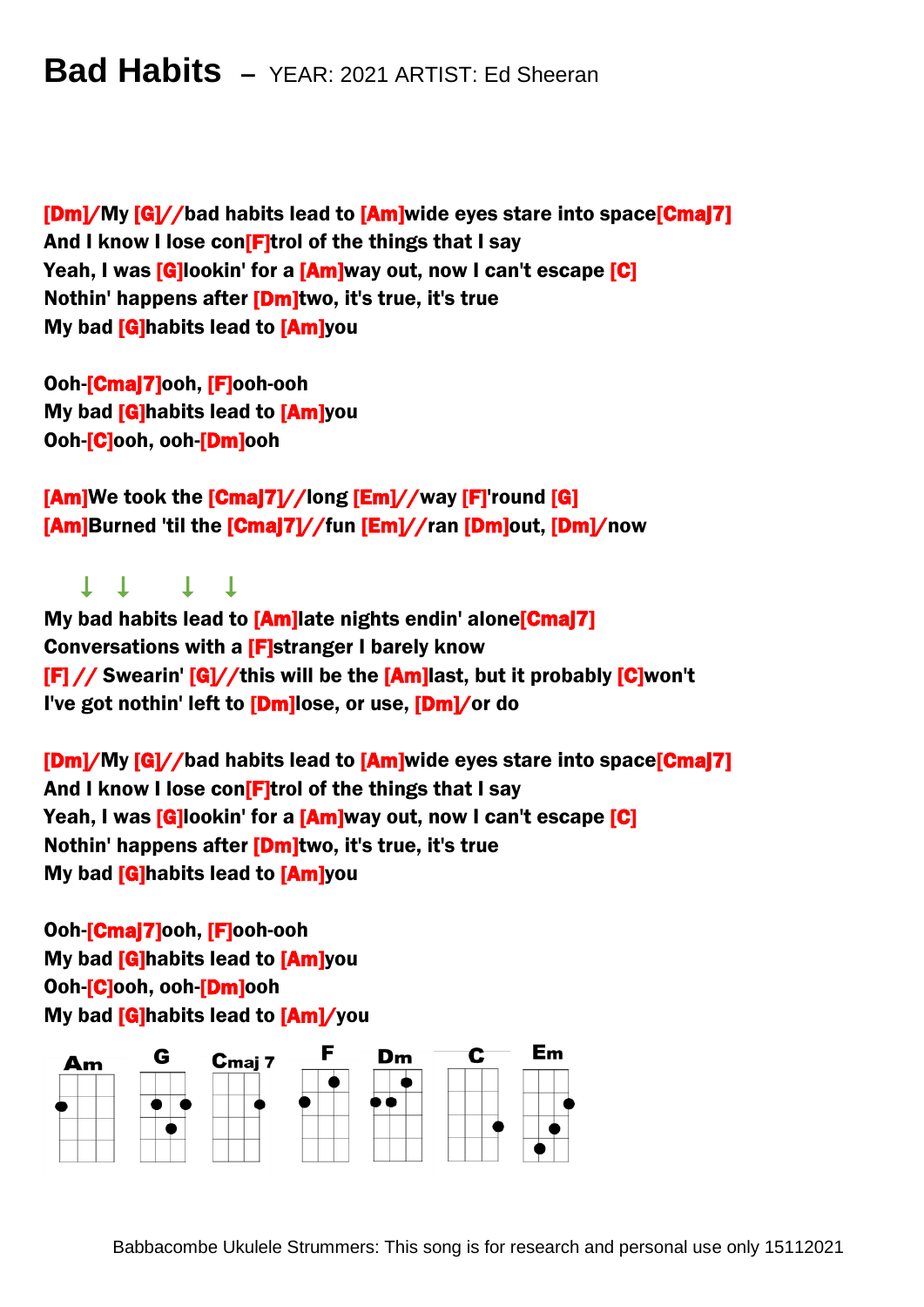# Bad Habits – YEAR: 2021 ARTIST: Ed Sheeran

**[Dm]/My [G]//bad habits lead to [Am]wide eyes stare into space[Cmaj7]**
**And I know I lose con[F]trol of the things that I say**
**Yeah, I was [G]lookin' for a [Am]way out, now I can't escape [C]**
**Nothin' happens after [Dm]two, it's true, it's true**
**My bad [G]habits lead to [Am]you**

**Ooh-[Cmaj7]ooh, [F]ooh-ooh**
**My bad [G]habits lead to [Am]you**
**Ooh-[C]ooh, ooh-[Dm]ooh**

**[Am]We took the [Cmaj7]//long [Em]//way [F]'round [G]**
**[Am]Burned 'til the [Cmaj7]//fun [Em]//ran [Dm]out, [Dm]/now**

↓ ↓ ↓ ↓
**My bad habits lead to [Am]late nights endin' alone[Cmaj7]**
**Conversations with a [F]stranger I barely know**
**[F] // Swearin' [G]//this will be the [Am]last, but it probably [C]won't**
**I've got nothin' left to [Dm]lose, or use, [Dm]/or do**

**[Dm]/My [G]//bad habits lead to [Am]wide eyes stare into space[Cmaj7]**
**And I know I lose con[F]trol of the things that I say**
**Yeah, I was [G]lookin' for a [Am]way out, now I can't escape [C]**
**Nothin' happens after [Dm]two, it's true, it's true**
**My bad [G]habits lead to [Am]you**

**Ooh-[Cmaj7]ooh, [F]ooh-ooh**
**My bad [G]habits lead to [Am]you**
**Ooh-[C]ooh, ooh-[Dm]ooh**
**My bad [G]habits lead to [Am]/you**

Am G Cmaj 7 F Dm C Em

Babbacombe Ukulele Strummers: This song is for research and personal use only 15112021